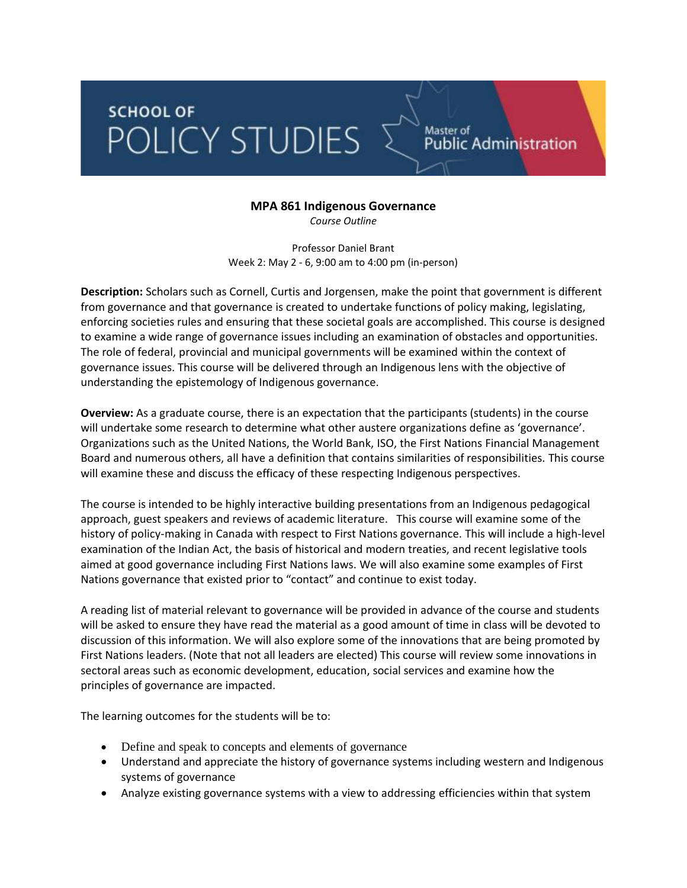SCHOOL OF POLICY STUDIES — Master of Public Administration

# MPA 861 Indigenous Governance

*Course Outline*

Professor Daniel Brant
Week 2: May 2 - 6, 9:00 am to 4:00 pm (in-person)

**Description:** Scholars such as Cornell, Curtis and Jorgensen, make the point that government is different from governance and that governance is created to undertake functions of policy making, legislating, enforcing societies rules and ensuring that these societal goals are accomplished. This course is designed to examine a wide range of governance issues including an examination of obstacles and opportunities. The role of federal, provincial and municipal governments will be examined within the context of governance issues. This course will be delivered through an Indigenous lens with the objective of understanding the epistemology of Indigenous governance.

**Overview:** As a graduate course, there is an expectation that the participants (students) in the course will undertake some research to determine what other austere organizations define as 'governance'. Organizations such as the United Nations, the World Bank, ISO, the First Nations Financial Management Board and numerous others, all have a definition that contains similarities of responsibilities. This course will examine these and discuss the efficacy of these respecting Indigenous perspectives.

The course is intended to be highly interactive building presentations from an Indigenous pedagogical approach, guest speakers and reviews of academic literature. This course will examine some of the history of policy-making in Canada with respect to First Nations governance. This will include a high-level examination of the Indian Act, the basis of historical and modern treaties, and recent legislative tools aimed at good governance including First Nations laws. We will also examine some examples of First Nations governance that existed prior to "contact" and continue to exist today.

A reading list of material relevant to governance will be provided in advance of the course and students will be asked to ensure they have read the material as a good amount of time in class will be devoted to discussion of this information. We will also explore some of the innovations that are being promoted by First Nations leaders. (Note that not all leaders are elected) This course will review some innovations in sectoral areas such as economic development, education, social services and examine how the principles of governance are impacted.

The learning outcomes for the students will be to:

- Define and speak to concepts and elements of governance
- Understand and appreciate the history of governance systems including western and Indigenous systems of governance
- Analyze existing governance systems with a view to addressing efficiencies within that system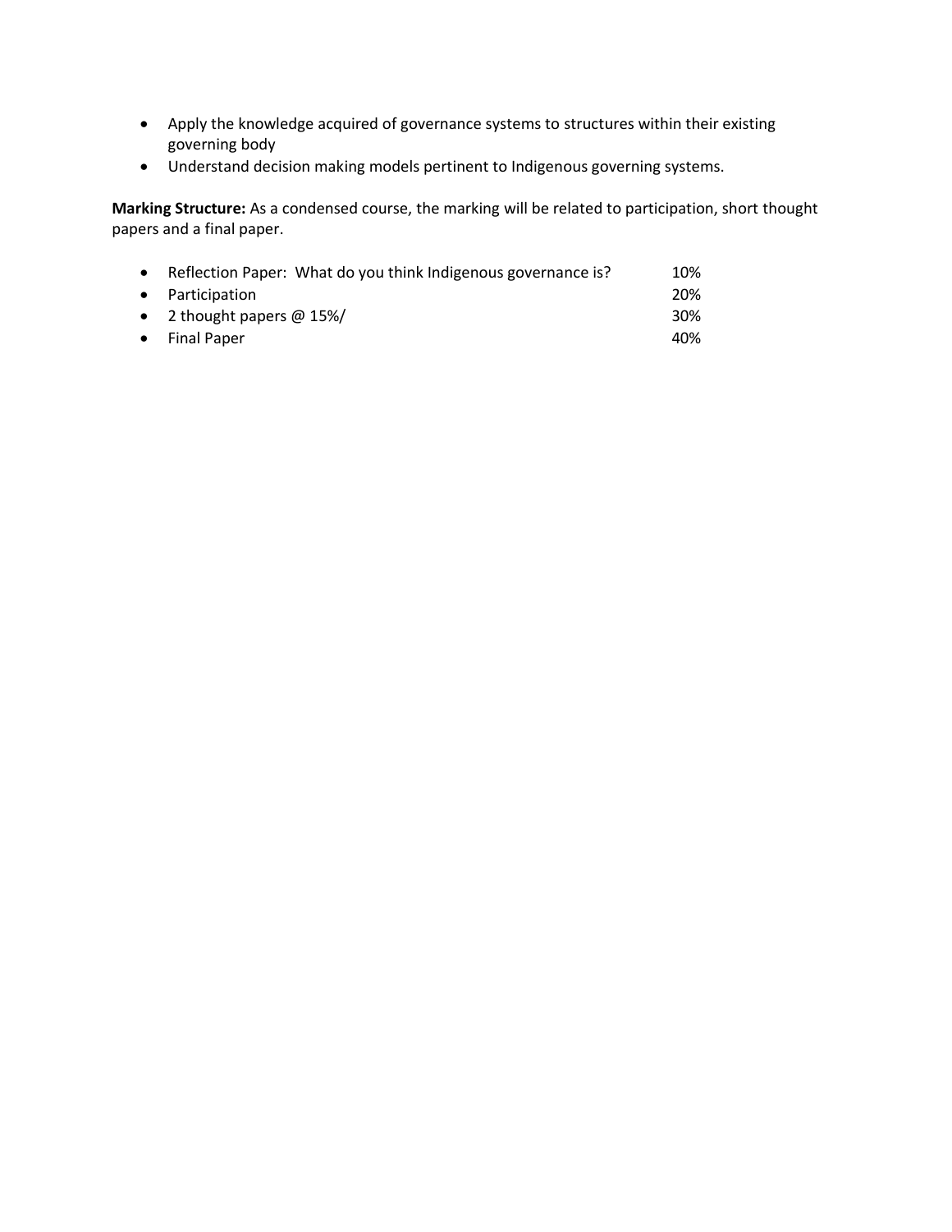- Apply the knowledge acquired of governance systems to structures within their existing governing body
- Understand decision making models pertinent to Indigenous governing systems.

**Marking Structure:** As a condensed course, the marking will be related to participation, short thought papers and a final paper.

- Reflection Paper: What do you think Indigenous governance is? 10%
- Participation 20%
- 2 thought papers @ 15%/ 30%
- Final Paper 40%